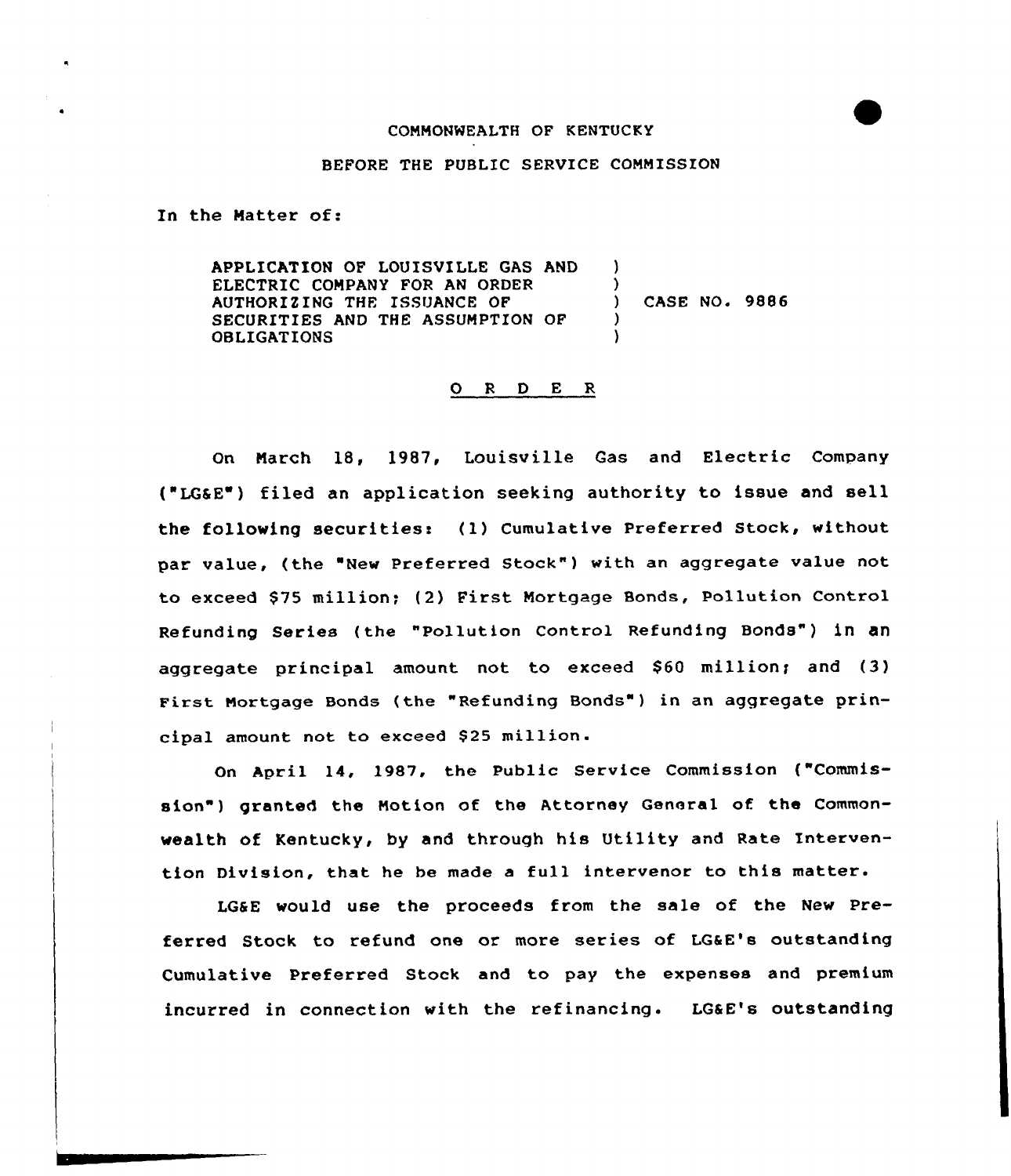COMMONWEALTH OF KENTUCKY

BEFORE THE PUBLIC SERVICE COMMISSION

In the Matter of:

APPLICATION OF LOUISVILLE GAS AND ELECTRIC COMPANY FOR AN ORDER AUTHORIZING THE ISSUANCE OF SECURITIES AND THE ASSUMPTION OF OBLIGATIONS ) CASE NO. 9886

O R D E R

On March 18, 1987, Louisville Gas and Electric Company ("LG&E") filed an application seeking authority to issue and sell the following securities: (1) Cumulative Preferred Stock, without par value, (the "New Preferred Stock") with an aggregate value not to exceed $75 million; (2) First Mortgage Bonds, Pollution Control Refunding Series (the "Pollution Control Refunding Bonds") in an aggregate principal amount not to exceed $60 million; and (3) First Mortgage Bonds (the "Refunding Bonds") in an aggregate principal amount not to exceed $25 million.

On April 14, 1987, the Public Service Commission ("Commission") granted the Motion of the Attorney General of the Commonwealth of Kentucky, by and through his Utility and Rate Intervention Division, that he be made a full intervenor to this matter.

LG&E would use the proceeds from the sale of the New Preferred Stock to refund one or more series of LG&E's outstanding Cumulative Preferred Stock and to pay the expenses and premium incurred in connection with the refinancing. LG&E's outstanding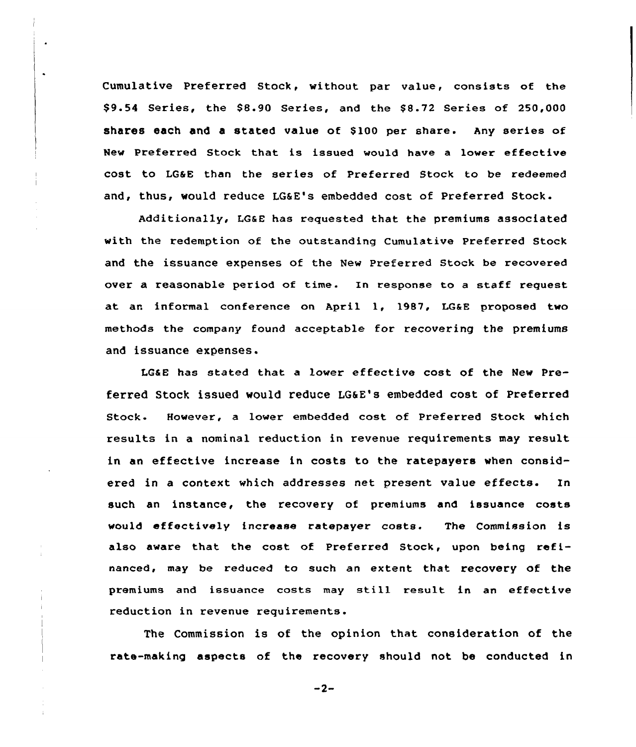Cumulative Preferred Stock, without par value, consists of the $9.54 Series, the $8.90 Series, and the $8.72 Series of 250,000 shares each and a stated value of $100 per share. Any series of New Preferred Stock that is issued would have a lower effective cost to LG&E than the series of Preferred Stock to be redeemed and, thus, would reduce LG&E's embedded cost of Preferred Stock.

Additionally, LG&E has requested that the premiums associated with the redemption of the outstanding Cumulative Preferred Stock and the issuance expenses of the New Preferred Stock be recovered over a reasonable period of time. In response to a staff request at an informal conference on April 1, 1987, LG&E proposed two methods the company found acceptable for recovering the premiums and issuance expenses.

LG&E has stated that a lower effective cost of the New Preferred Stock issued would reduce LG&E's embedded cost of Preferred Stock. However, a lower embedded cost of Preferred Stock which results in a nominal reduction in revenue requirements may result in an effective increase in costs to the ratepayers when considered in a context which addresses net present value effects. In such an instance, the recovery of premiums and issuance costs would effectively increase ratepayer costs. The Commission is also aware that the cost of Preferred Stock, upon being refinanced, may be reduced to such an extent that recovery of the premiums and issuance costs may still result in an effective reduction in revenue requirements.

The Commission is of the opinion that consideration of the rate-making aspects of the recovery should not be conducted in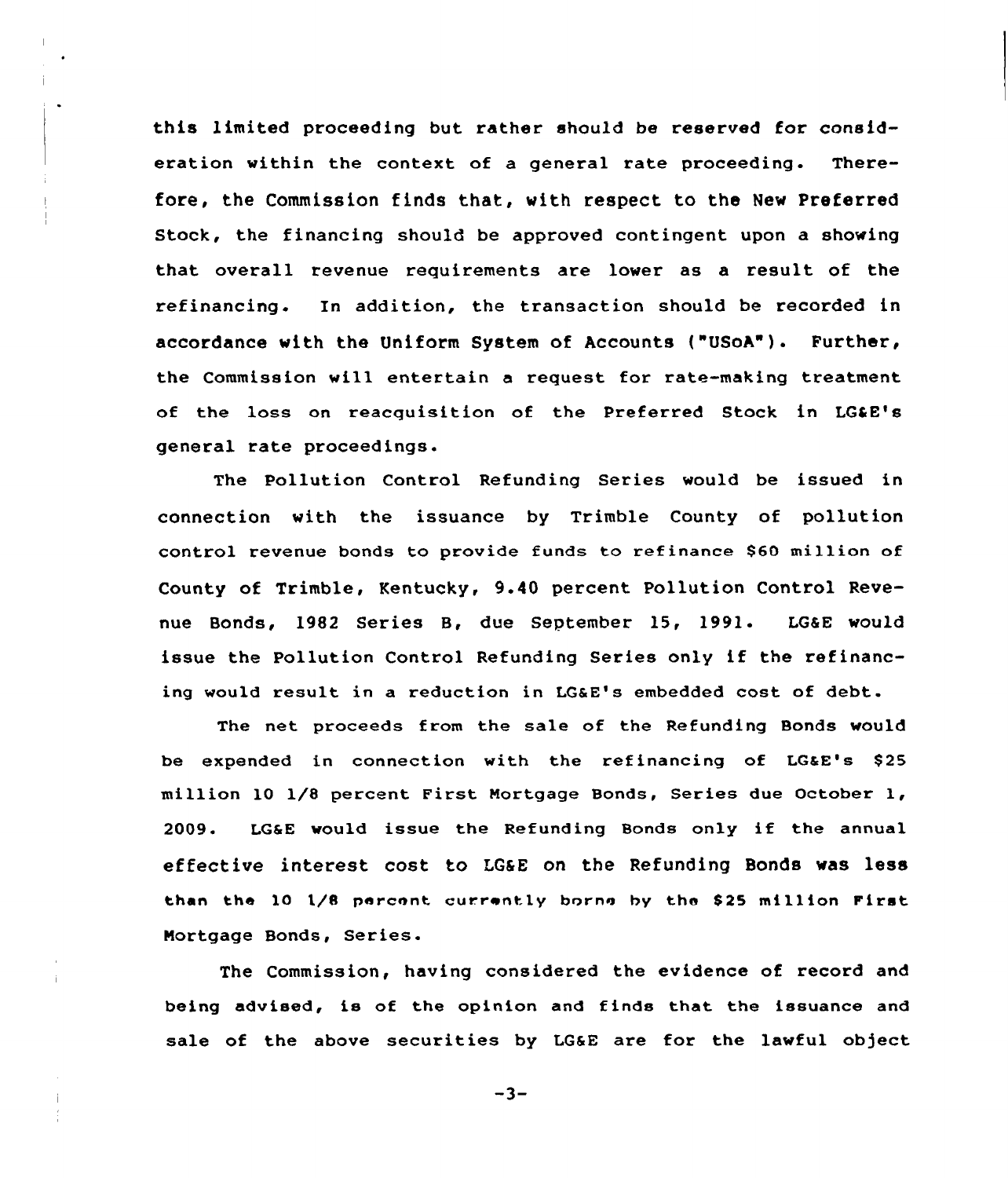this limited proceeding but rather should be reserved for consideration within the context of a general rate proceeding. Therefore, the Commission finds that, with respect to the New Preferred Stock, the financing should be approved contingent upon a showing that overall revenue requirements are lower as a result of the refinancing. In addition, the transaction should be recorded in accordance with the Uniform System of Accounts ("USoA"). Further, the Commission will entertain a request for rate-making treatment of the loss on reacquisition of the Preferred Stock in LG&E's general rate proceedings.

The Pollution Control Refunding Series would be issued in connection with the issuance by Trimble County of pollution control revenue bonds to provide funds to refinance $60 million of County of Trimble, Kentucky, 9.40 percent Pollution Control Revenue Bonds, 1982 Series B, due September 15, 1991. LG&E would issue the Pollution Control Refunding Series only if the refinancing would result in a reduction in LG&E's embedded cost of debt.

The net proceeds from the sale of the Refunding Bonds would be expended in connection with the refinancing of LG&E's $25 million 10 1/8 percent First Mortgage Bonds, Series due October 1, 2009. LG&E would issue the Refunding Bonds only if the annual effective interest cost to LG&E on the Refunding Bonds was less than the 10 1/8 percent currently borne by the $25 million First Mortgage Bonds, Series.

The Commission, having considered the evidence of record and being advised, is of the opinion and finds that the issuance and sale of the above securities by LG&E are for the lawful object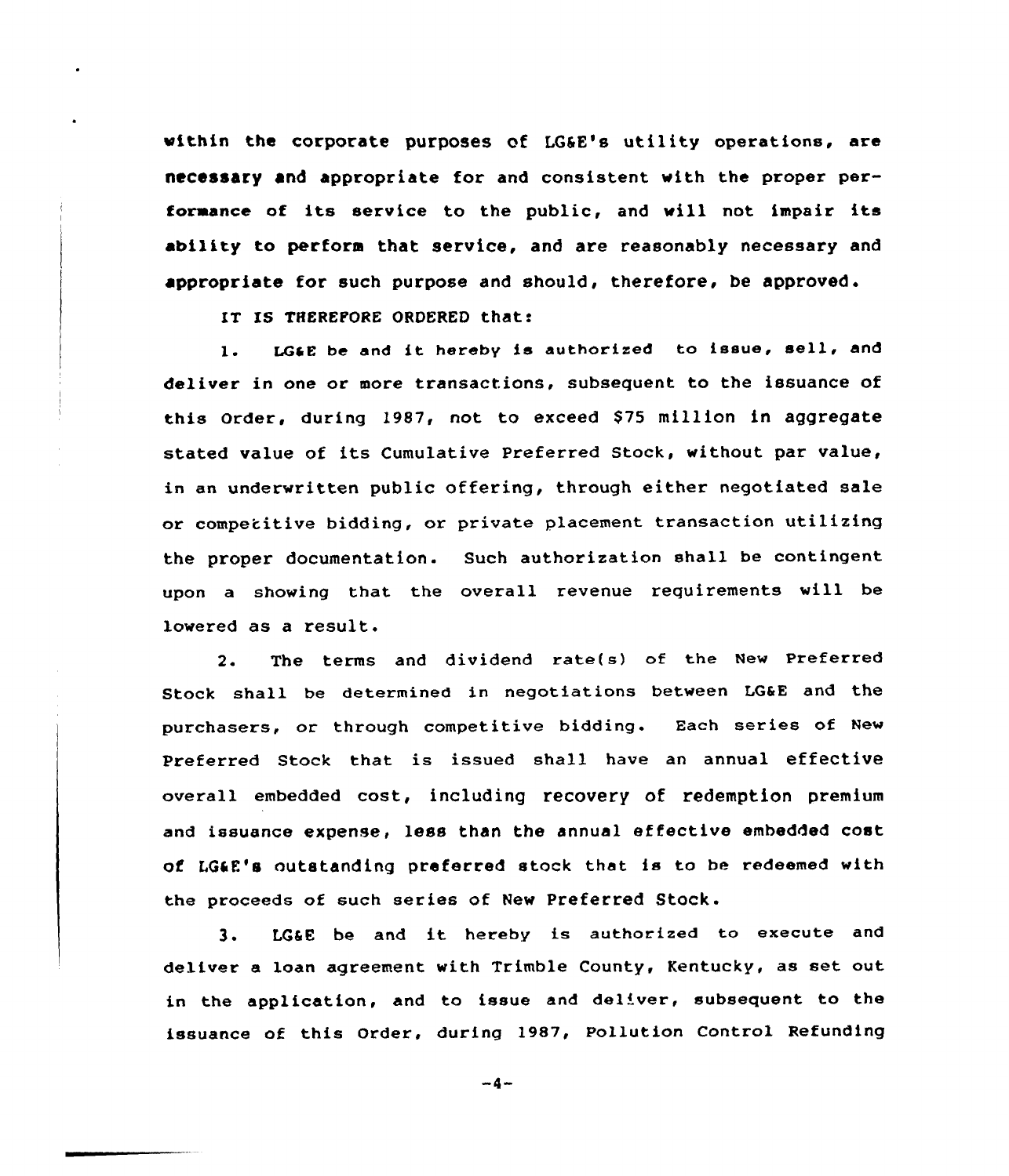within the corporate purposes of LG&E's utility operations, are necessary and appropriate for and consistent with the proper performance of its service to the public, and will not impair its ability to perform that service, and are reasonably necessary and appropriate for such purpose and should, therefore, be approved.

IT IS THEREFORE ORDERED that:

1. LG&E be and it hereby is authorized to issue, sell, and deliver in one or more transactions, subsequent to the issuance of this Order, during 1987, not to exceed $75 million in aggregate stated value of its Cumulative Preferred Stock, without par value, in an underwritten public offering, through either negotiated sale or competitive bidding, or private placement transaction utilizing the proper documentation. Such authorization shall be contingent upon a showing that the overall revenue requirements will be lowered as a result.

2. The terms and dividend rate(s) of the New Preferred Stock shall be determined in negotiations between LG&E and the purchasers, or through competitive bidding. Each series of New Preferred Stock that is issued shall have an annual effective overall embedded cost, including recovery of redemption premium and issuance expense, less than the annual effective embedded cost of LG&E's outstanding preferred stock that is to be redeemed with the proceeds of such series of New Preferred Stock.

3. LG&E be and it hereby is authorized to execute and deliver a loan agreement with Trimble County, Kentucky, as set out in the application, and to issue and deliver, subsequent to the issuance of this Order, during 1987, Pollution Control Refunding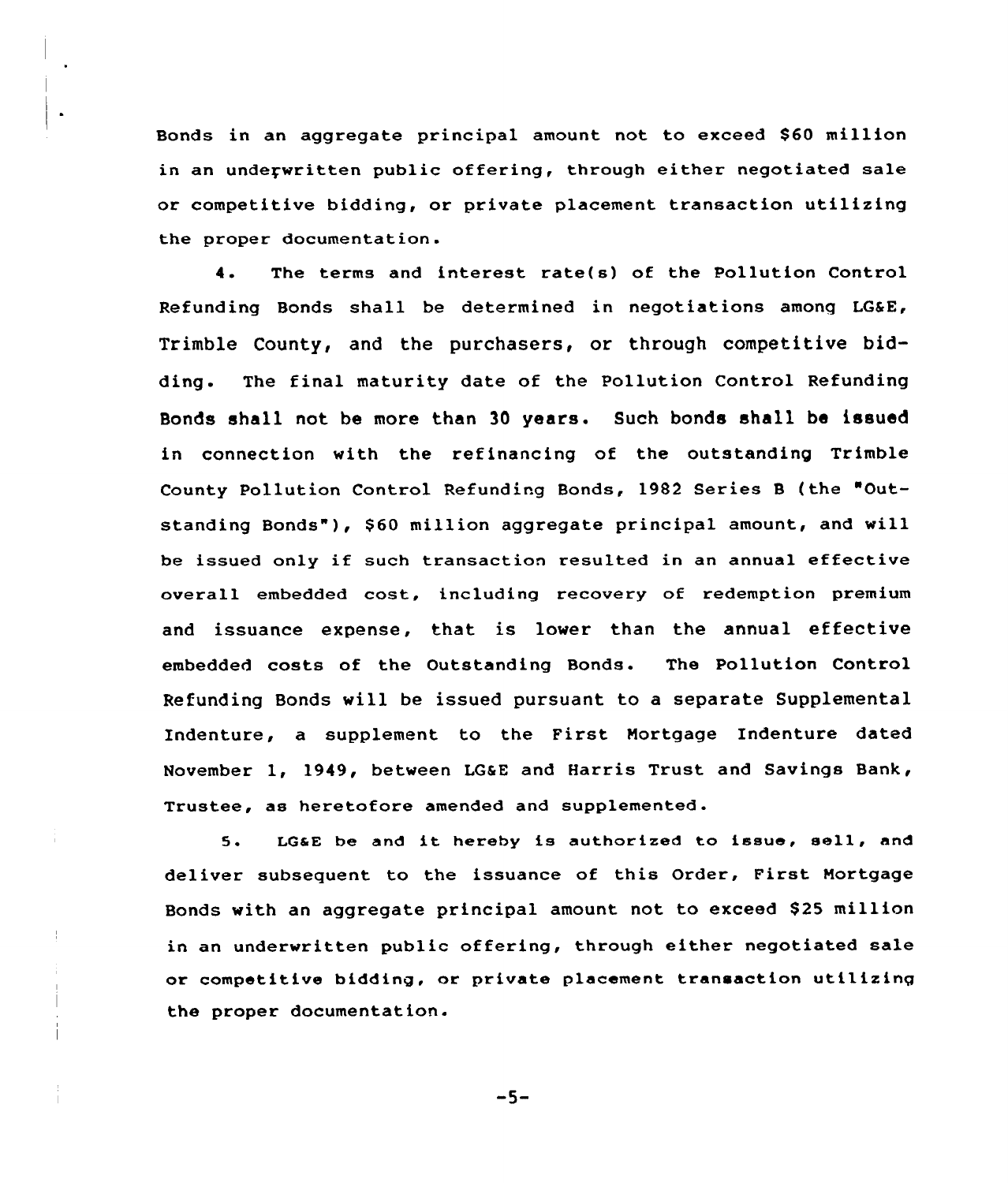Bonds in an aggregate principal amount not to exceed $60 million in an underwritten public offering, through either negotiated sale or competitive bidding, or private placement transaction utilizing the proper documentation.

4. The terms and interest rate(s) of the Pollution Control Refunding Bonds shall be determined in negotiations among LG&E, Trimble County, and the purchasers, or through competitive bidding. The final maturity date of the Pollution Control Refunding Bonds shall not be more than 30 years. Such bonds shall be issued in connection with the refinancing of the outstanding Trimble County Pollution Control Refunding Bonds, 1982 Series B (the "Outstanding Bonds"), $60 million aggregate principal amount, and will be issued only if such transaction resulted in an annual effective overall embedded cost, including recovery of redemption premium and issuance expense, that is lower than the annual effective embedded costs of the Outstanding Bonds. The Pollution Control Refunding Bonds will be issued pursuant to a separate Supplemental Indenture, a supplement to the First Mortgage Indenture dated November 1, 1949, between LG&E and Harris Trust and Savings Bank, Trustee, as heretofore amended and supplemented.

5. LG&E be and it hereby is authorized to issue, sell, and deliver subsequent to the issuance of this Order, First Mortgage Bonds with an aggregate principal amount not to exceed $25 million in an underwritten public offering, through either negotiated sale or competitive bidding, or private placement transaction utilizing the proper documentation.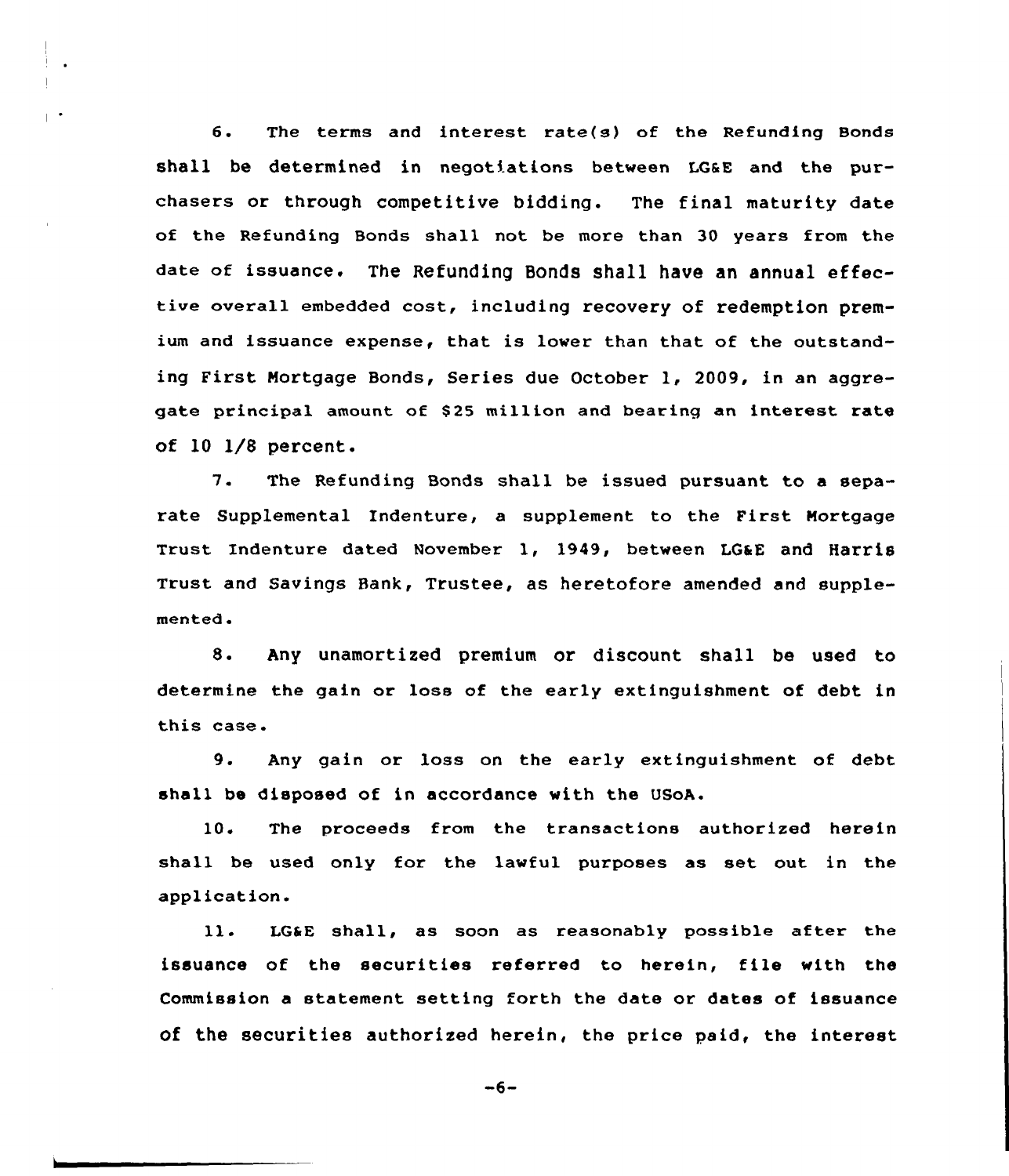6. The terms and interest rate(s) of the Refunding Bonds shall be determined in negotiations between LG&E and the purchasers or through competitive bidding. The final maturity date of the Refunding Bonds shall not be more than 30 years from the date of issuance. The Refunding Bonds shall have an annual effective overall embedded cost, including recovery of redemption premium and issuance expense, that is lower than that of the outstanding First Mortgage Bonds, Series due October 1, 2009, in an aggregate principal amount of $25 million and bearing an interest rate of 10 1/8 percent.

7. The Refunding Bonds shall be issued pursuant to a separate Supplemental Indenture, a supplement to the First Mortgage Trust Indenture dated November 1, 1949, between LG&E and Harris Trust and Savings Bank, Trustee, as heretofore amended and supplemented.

8. Any unamortized premium or discount shall be used to determine the gain or loss of the early extinguishment of debt in this case.

9. Any gain or loss on the early extinguishment of debt shall be disposed of in accordance with the USoA.

10. The proceeds from the transactions authorized herein shall be used only for the lawful purposes as set out in the application.

11. LG&E shall, as soon as reasonably possible after the issuance of the securities referred to herein, file with the Commission a statement setting forth the date or dates of issuance of the securities authorized herein, the price paid, the interest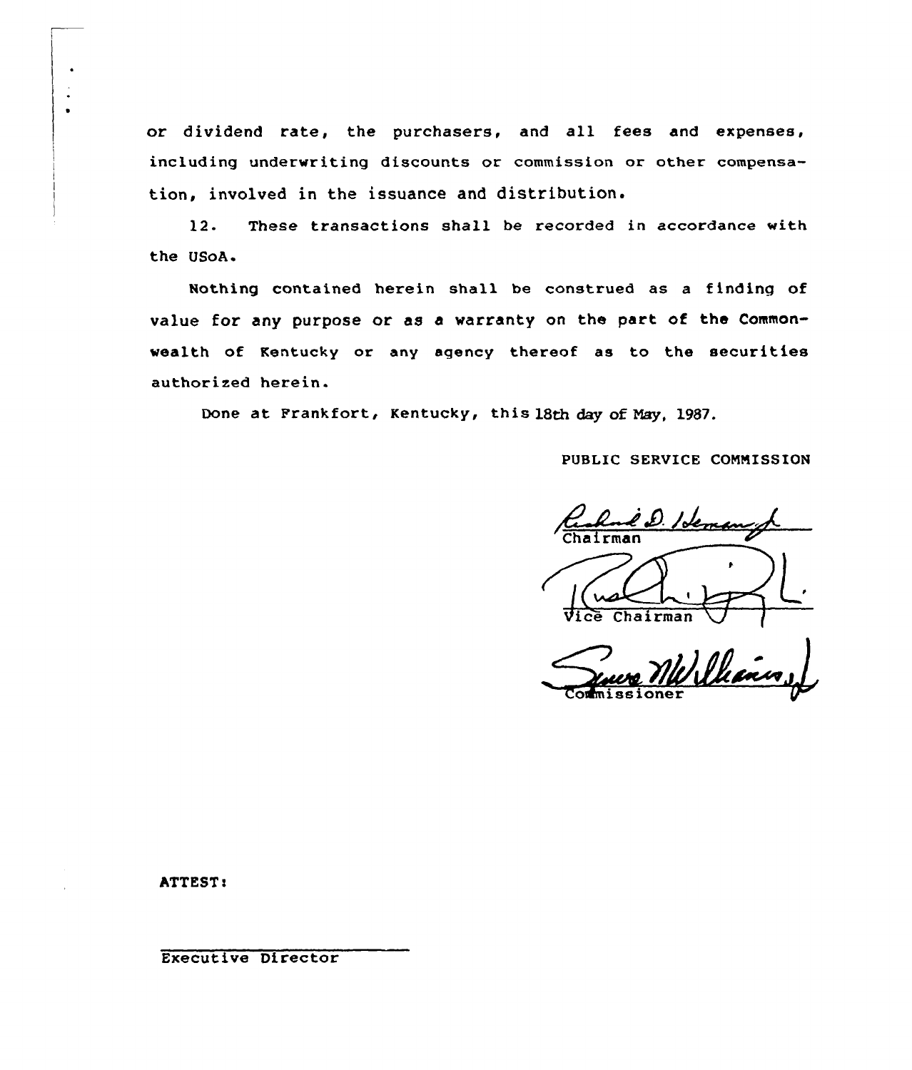or dividend rate, the purchasers, and all fees and expenses, including underwriting discounts or commission or other compensation, involved in the issuance and distribution.

12. These transactions shall be recorded in accordance with the USoA.

Nothing contained herein shall be construed as a finding of value for any purpose or as a warranty on the part of the Commonwealth of Kentucky or any agency thereof as to the securities authorized herein.

Done at Frankfort, Kentucky, this 18th day of May, 1987.

PUBLIC SERVICE COMMISSION

Chairman

Vice Chairman

Commissioner

ATTEST:

Executive Director